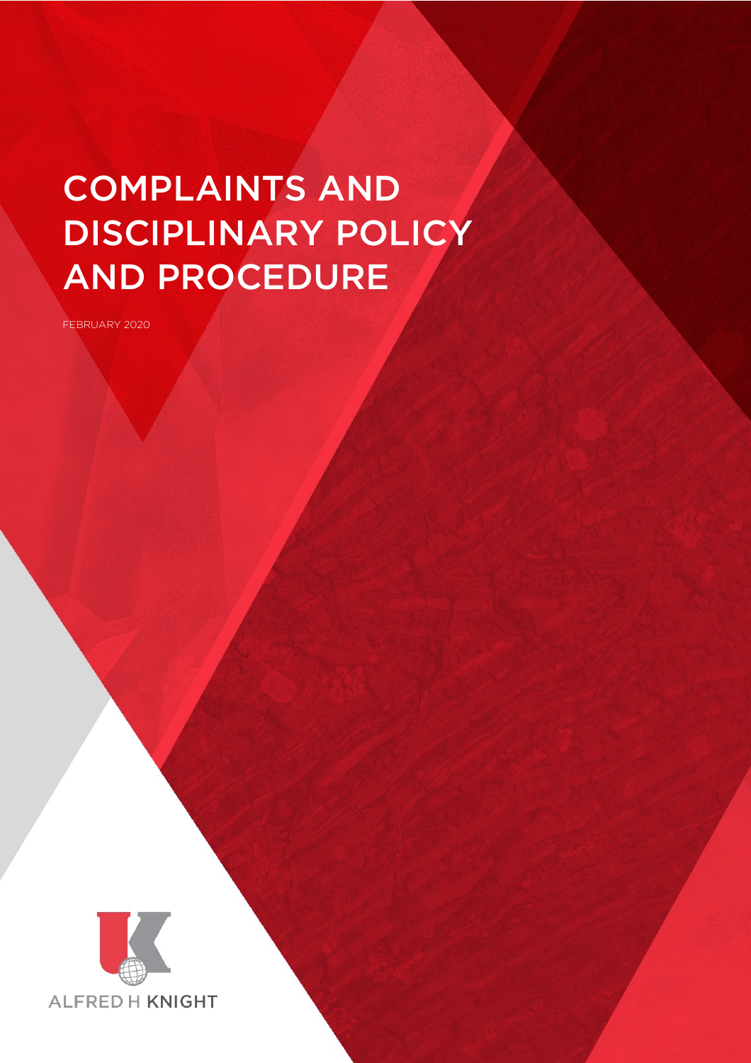# COMPLAINTS AND DISCIPLINARY POLICY AND PROCEDURE

FEBRUARY 2020

ALFRED H KNIGHT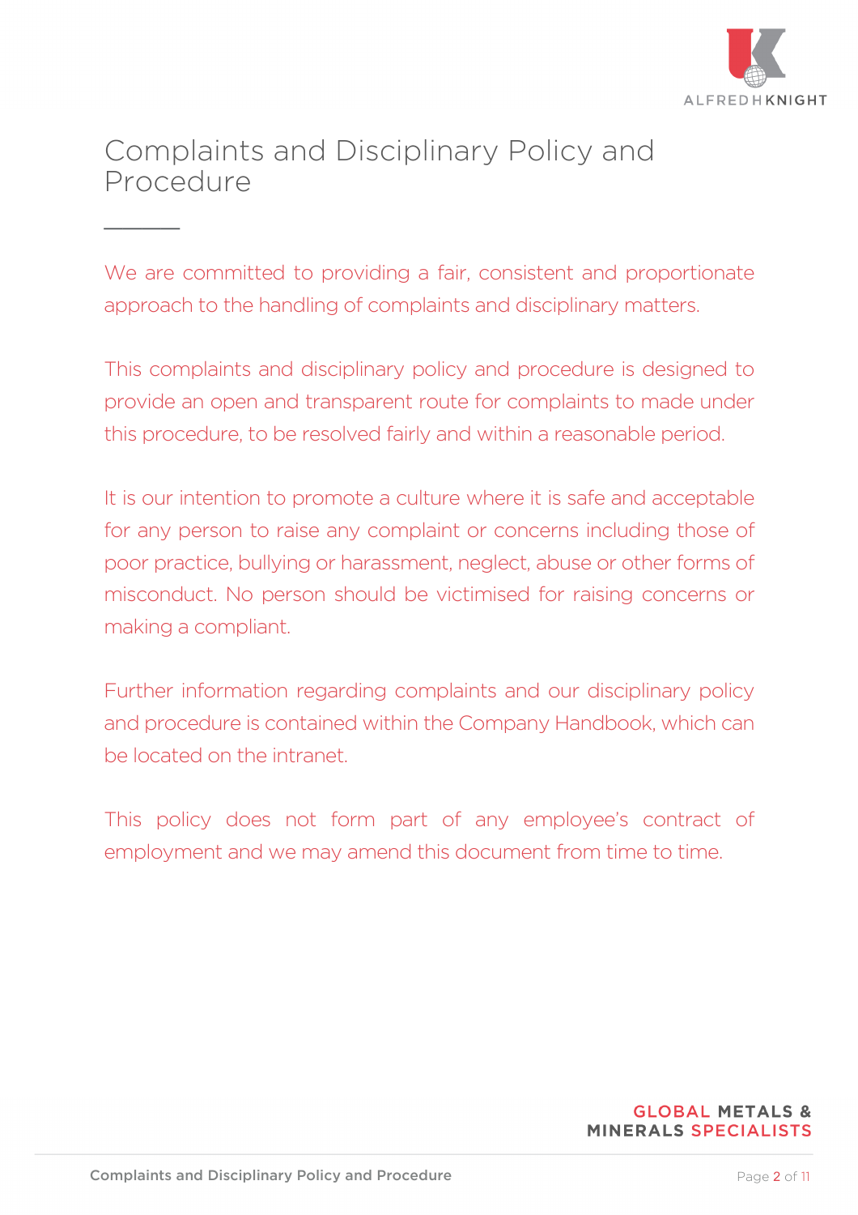# Complaints and Disciplinary Policy and Procedure

We are committed to providing a fair, consistent and proportionate approach to the handling of complaints and disciplinary matters.

This complaints and disciplinary policy and procedure is designed to provide an open and transparent route for complaints to made under this procedure, to be resolved fairly and within a reasonable period.

It is our intention to promote a culture where it is safe and acceptable for any person to raise any complaint or concerns including those of poor practice, bullying or harassment, neglect, abuse or other forms of misconduct. No person should be victimised for raising concerns or making a compliant.

Further information regarding complaints and our disciplinary policy and procedure is contained within the Company Handbook, which can be located on the intranet.

This policy does not form part of any employee's contract of employment and we may amend this document from time to time.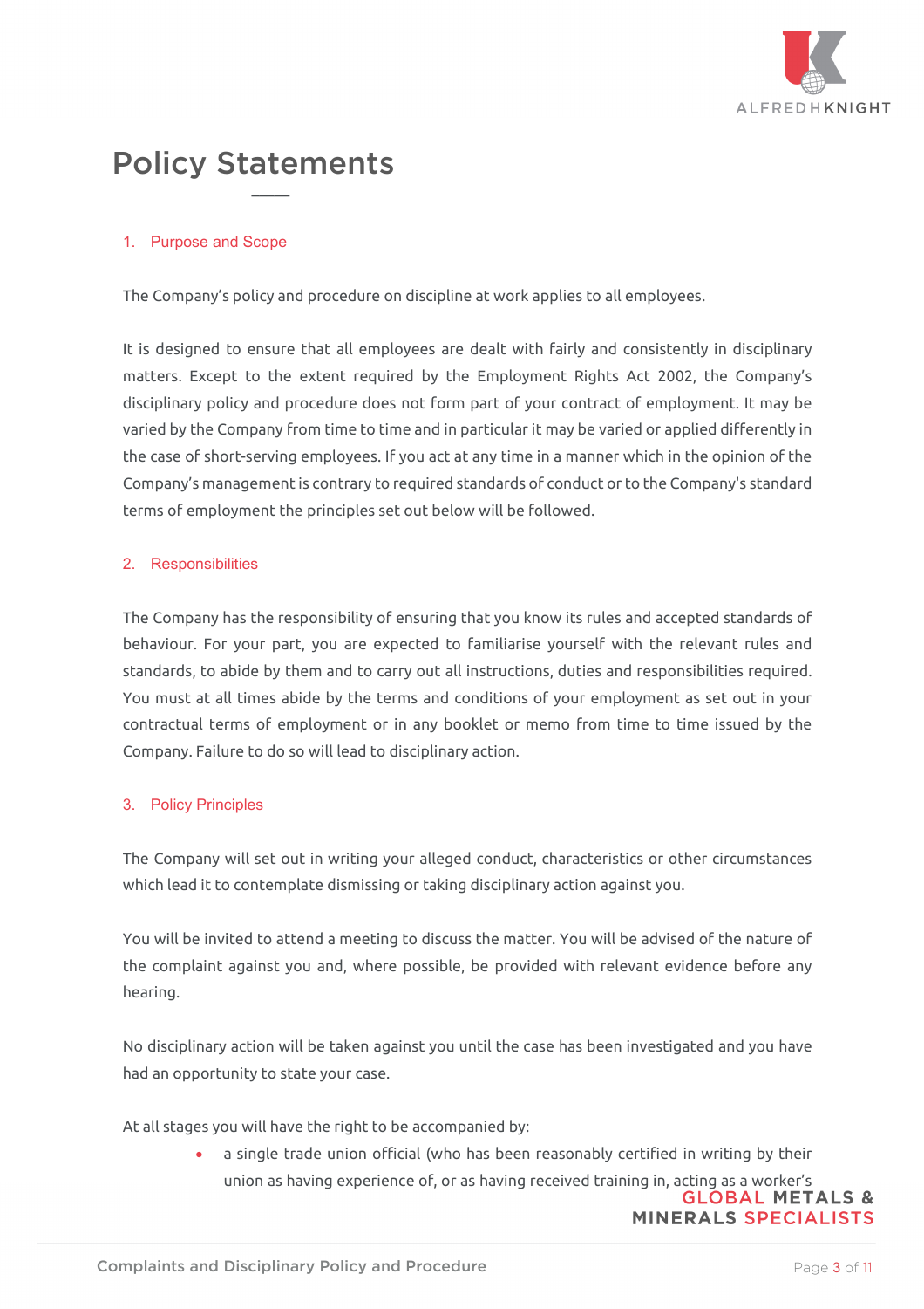# Policy Statements

## 1. Purpose and Scope

The Company's policy and procedure on discipline at work applies to all employees.

It is designed to ensure that all employees are dealt with fairly and consistently in disciplinary matters. Except to the extent required by the Employment Rights Act 2002, the Company's disciplinary policy and procedure does not form part of your contract of employment. It may be varied by the Company from time to time and in particular it may be varied or applied differently in the case of short-serving employees. If you act at any time in a manner which in the opinion of the Company's management is contrary to required standards of conduct or to the Company's standard terms of employment the principles set out below will be followed.

## 2. Responsibilities

The Company has the responsibility of ensuring that you know its rules and accepted standards of behaviour. For your part, you are expected to familiarise yourself with the relevant rules and standards, to abide by them and to carry out all instructions, duties and responsibilities required. You must at all times abide by the terms and conditions of your employment as set out in your contractual terms of employment or in any booklet or memo from time to time issued by the Company. Failure to do so will lead to disciplinary action.

## 3. Policy Principles

The Company will set out in writing your alleged conduct, characteristics or other circumstances which lead it to contemplate dismissing or taking disciplinary action against you.

You will be invited to attend a meeting to discuss the matter. You will be advised of the nature of the complaint against you and, where possible, be provided with relevant evidence before any hearing.

No disciplinary action will be taken against you until the case has been investigated and you have had an opportunity to state your case.

At all stages you will have the right to be accompanied by:

- a single trade union official (who has been reasonably certified in writing by their union as having experience of, or as having received training in, acting as a worker's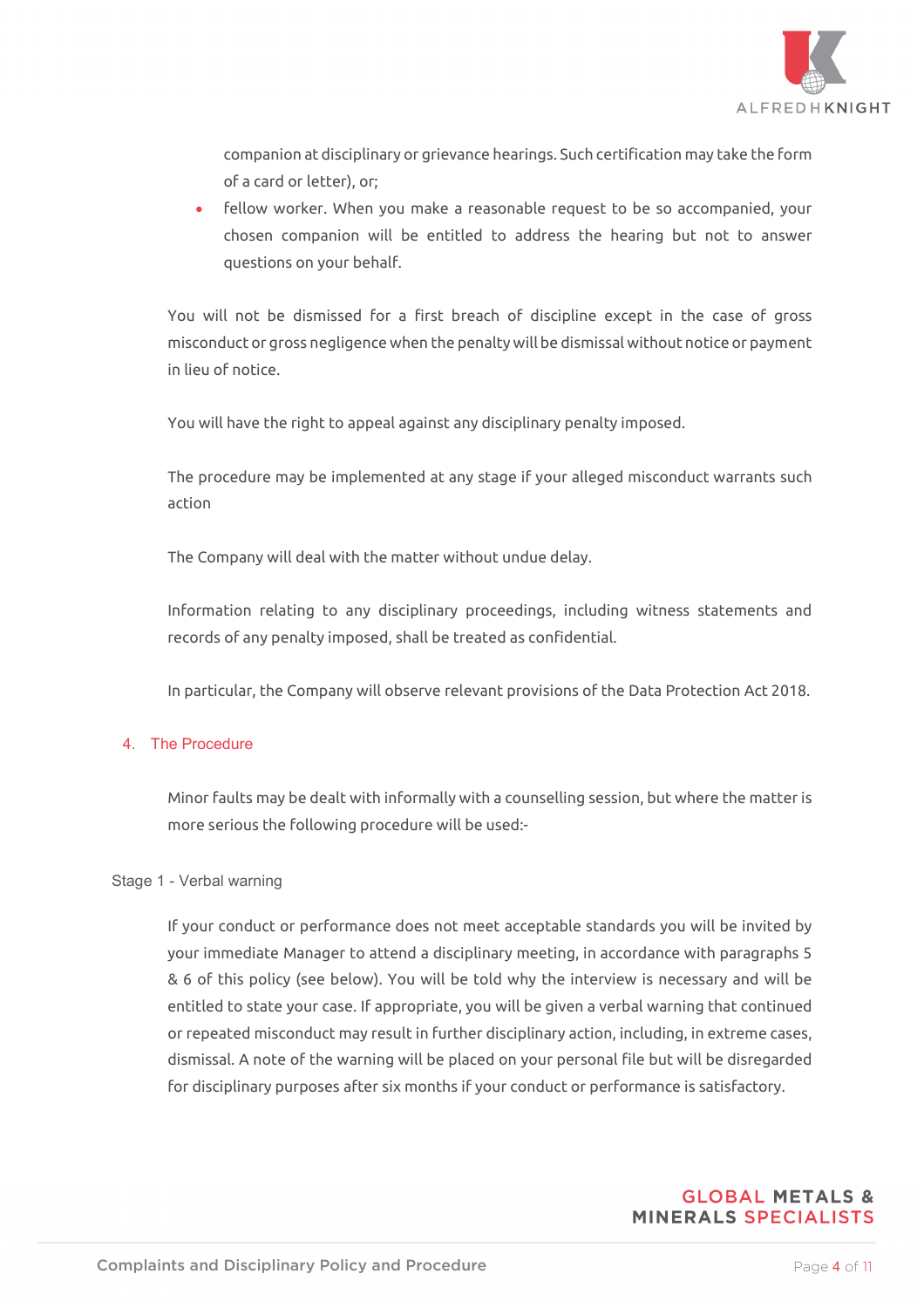companion at disciplinary or grievance hearings. Such certification may take the form of a card or letter), or;

- fellow worker. When you make a reasonable request to be so accompanied, your chosen companion will be entitled to address the hearing but not to answer questions on your behalf.

You will not be dismissed for a first breach of discipline except in the case of gross misconduct or gross negligence when the penalty will be dismissal without notice or payment in lieu of notice.

You will have the right to appeal against any disciplinary penalty imposed.

The procedure may be implemented at any stage if your alleged misconduct warrants such action

The Company will deal with the matter without undue delay.

Information relating to any disciplinary proceedings, including witness statements and records of any penalty imposed, shall be treated as confidential.

In particular, the Company will observe relevant provisions of the Data Protection Act 2018.

## 4. The Procedure

Minor faults may be dealt with informally with a counselling session, but where the matter is more serious the following procedure will be used:-

### Stage 1 - Verbal warning

If your conduct or performance does not meet acceptable standards you will be invited by your immediate Manager to attend a disciplinary meeting, in accordance with paragraphs 5 & 6 of this policy (see below). You will be told why the interview is necessary and will be entitled to state your case. If appropriate, you will be given a verbal warning that continued or repeated misconduct may result in further disciplinary action, including, in extreme cases, dismissal. A note of the warning will be placed on your personal file but will be disregarded for disciplinary purposes after six months if your conduct or performance is satisfactory.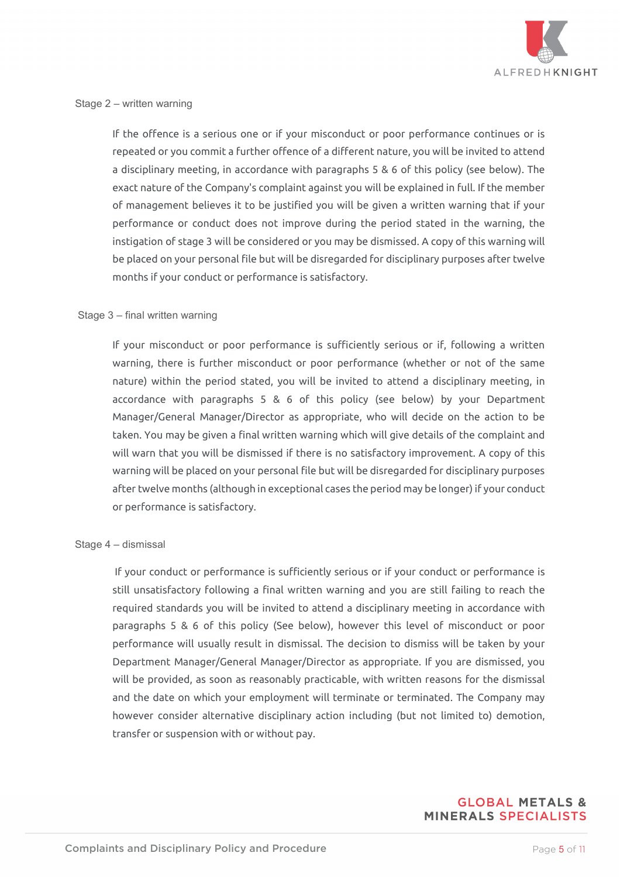Stage 2 – written warning

If the offence is a serious one or if your misconduct or poor performance continues or is repeated or you commit a further offence of a different nature, you will be invited to attend a disciplinary meeting, in accordance with paragraphs 5 & 6 of this policy (see below). The exact nature of the Company's complaint against you will be explained in full. If the member of management believes it to be justified you will be given a written warning that if your performance or conduct does not improve during the period stated in the warning, the instigation of stage 3 will be considered or you may be dismissed. A copy of this warning will be placed on your personal file but will be disregarded for disciplinary purposes after twelve months if your conduct or performance is satisfactory.

Stage 3 – final written warning

If your misconduct or poor performance is sufficiently serious or if, following a written warning, there is further misconduct or poor performance (whether or not of the same nature) within the period stated, you will be invited to attend a disciplinary meeting, in accordance with paragraphs 5 & 6 of this policy (see below) by your Department Manager/General Manager/Director as appropriate, who will decide on the action to be taken. You may be given a final written warning which will give details of the complaint and will warn that you will be dismissed if there is no satisfactory improvement. A copy of this warning will be placed on your personal file but will be disregarded for disciplinary purposes after twelve months (although in exceptional cases the period may be longer) if your conduct or performance is satisfactory.

Stage 4 – dismissal

If your conduct or performance is sufficiently serious or if your conduct or performance is still unsatisfactory following a final written warning and you are still failing to reach the required standards you will be invited to attend a disciplinary meeting in accordance with paragraphs 5 & 6 of this policy (See below), however this level of misconduct or poor performance will usually result in dismissal. The decision to dismiss will be taken by your Department Manager/General Manager/Director as appropriate. If you are dismissed, you will be provided, as soon as reasonably practicable, with written reasons for the dismissal and the date on which your employment will terminate or terminated. The Company may however consider alternative disciplinary action including (but not limited to) demotion, transfer or suspension with or without pay.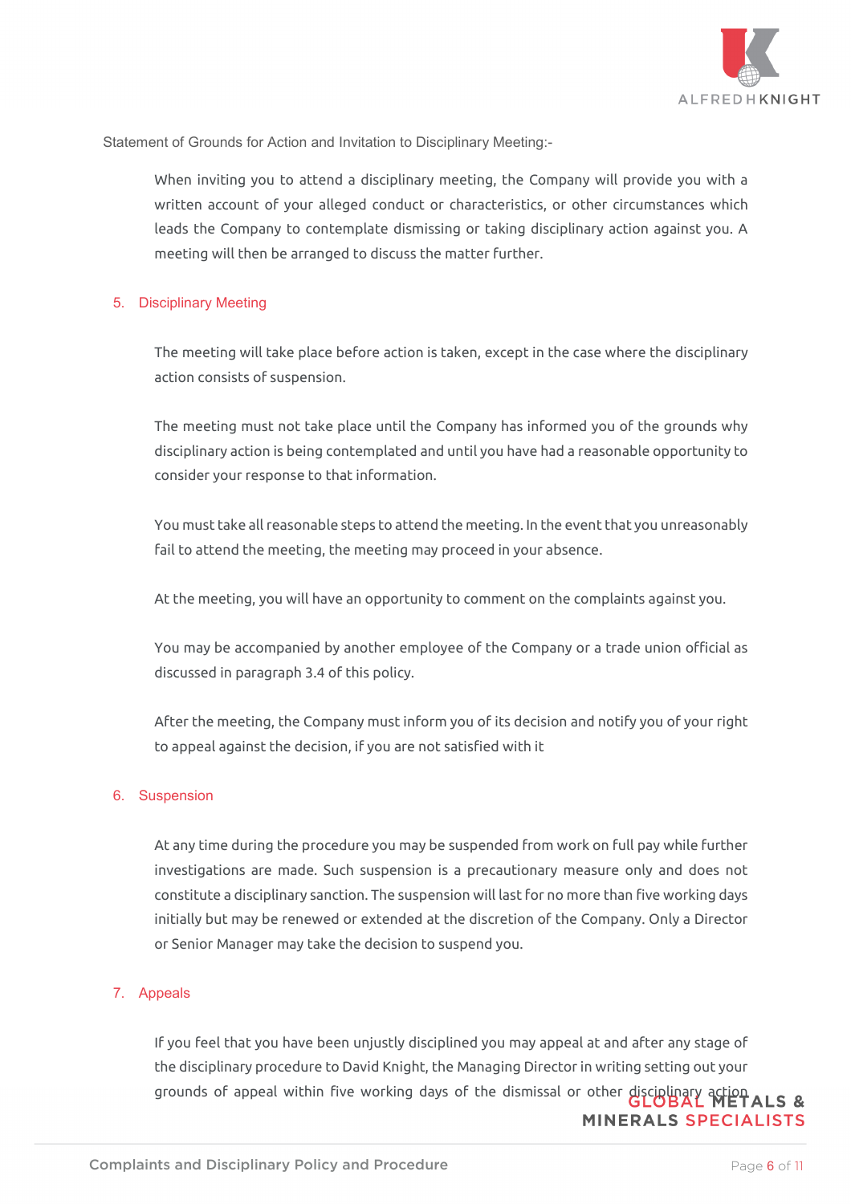Statement of Grounds for Action and Invitation to Disciplinary Meeting:-

When inviting you to attend a disciplinary meeting, the Company will provide you with a written account of your alleged conduct or characteristics, or other circumstances which leads the Company to contemplate dismissing or taking disciplinary action against you. A meeting will then be arranged to discuss the matter further.

## 5. Disciplinary Meeting

The meeting will take place before action is taken, except in the case where the disciplinary action consists of suspension.

The meeting must not take place until the Company has informed you of the grounds why disciplinary action is being contemplated and until you have had a reasonable opportunity to consider your response to that information.

You must take all reasonable steps to attend the meeting. In the event that you unreasonably fail to attend the meeting, the meeting may proceed in your absence.

At the meeting, you will have an opportunity to comment on the complaints against you.

You may be accompanied by another employee of the Company or a trade union official as discussed in paragraph 3.4 of this policy.

After the meeting, the Company must inform you of its decision and notify you of your right to appeal against the decision, if you are not satisfied with it

## 6. Suspension

At any time during the procedure you may be suspended from work on full pay while further investigations are made. Such suspension is a precautionary measure only and does not constitute a disciplinary sanction. The suspension will last for no more than five working days initially but may be renewed or extended at the discretion of the Company. Only a Director or Senior Manager may take the decision to suspend you.

## 7. Appeals

If you feel that you have been unjustly disciplined you may appeal at and after any stage of the disciplinary procedure to David Knight, the Managing Director in writing setting out your grounds of appeal within five working days of the dismissal or other disciplinary action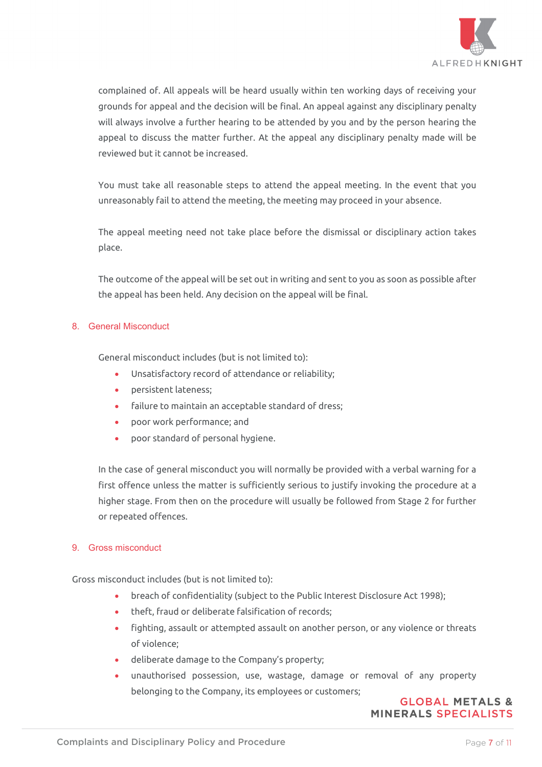complained of. All appeals will be heard usually within ten working days of receiving your grounds for appeal and the decision will be final. An appeal against any disciplinary penalty will always involve a further hearing to be attended by you and by the person hearing the appeal to discuss the matter further. At the appeal any disciplinary penalty made will be reviewed but it cannot be increased.

You must take all reasonable steps to attend the appeal meeting. In the event that you unreasonably fail to attend the meeting, the meeting may proceed in your absence.

The appeal meeting need not take place before the dismissal or disciplinary action takes place.

The outcome of the appeal will be set out in writing and sent to you as soon as possible after the appeal has been held. Any decision on the appeal will be final.

## 8. General Misconduct

General misconduct includes (but is not limited to):

- Unsatisfactory record of attendance or reliability;
- persistent lateness;
- failure to maintain an acceptable standard of dress;
- poor work performance; and
- poor standard of personal hygiene.

In the case of general misconduct you will normally be provided with a verbal warning for a first offence unless the matter is sufficiently serious to justify invoking the procedure at a higher stage. From then on the procedure will usually be followed from Stage 2 for further or repeated offences.

## 9. Gross misconduct

Gross misconduct includes (but is not limited to):

- breach of confidentiality (subject to the Public Interest Disclosure Act 1998);
- theft, fraud or deliberate falsification of records;
- fighting, assault or attempted assault on another person, or any violence or threats of violence;
- deliberate damage to the Company's property;
- unauthorised possession, use, wastage, damage or removal of any property belonging to the Company, its employees or customers;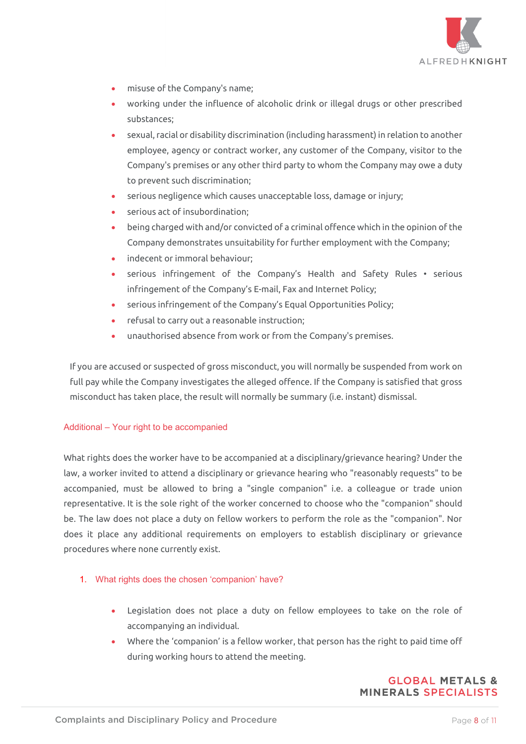- misuse of the Company's name;
- working under the influence of alcoholic drink or illegal drugs or other prescribed substances;
- sexual, racial or disability discrimination (including harassment) in relation to another employee, agency or contract worker, any customer of the Company, visitor to the Company's premises or any other third party to whom the Company may owe a duty to prevent such discrimination;
- serious negligence which causes unacceptable loss, damage or injury;
- serious act of insubordination;
- being charged with and/or convicted of a criminal offence which in the opinion of the Company demonstrates unsuitability for further employment with the Company;
- indecent or immoral behaviour;
- serious infringement of the Company's Health and Safety Rules • serious infringement of the Company's E-mail, Fax and Internet Policy;
- serious infringement of the Company's Equal Opportunities Policy;
- refusal to carry out a reasonable instruction;
- unauthorised absence from work or from the Company's premises.

If you are accused or suspected of gross misconduct, you will normally be suspended from work on full pay while the Company investigates the alleged offence. If the Company is satisfied that gross misconduct has taken place, the result will normally be summary (i.e. instant) dismissal.

## Additional – Your right to be accompanied

What rights does the worker have to be accompanied at a disciplinary/grievance hearing? Under the law, a worker invited to attend a disciplinary or grievance hearing who "reasonably requests" to be accompanied, must be allowed to bring a "single companion" i.e. a colleague or trade union representative. It is the sole right of the worker concerned to choose who the "companion" should be. The law does not place a duty on fellow workers to perform the role as the "companion". Nor does it place any additional requirements on employers to establish disciplinary or grievance procedures where none currently exist.

### 1. What rights does the chosen 'companion' have?

- Legislation does not place a duty on fellow employees to take on the role of accompanying an individual.
- Where the 'companion' is a fellow worker, that person has the right to paid time off during working hours to attend the meeting.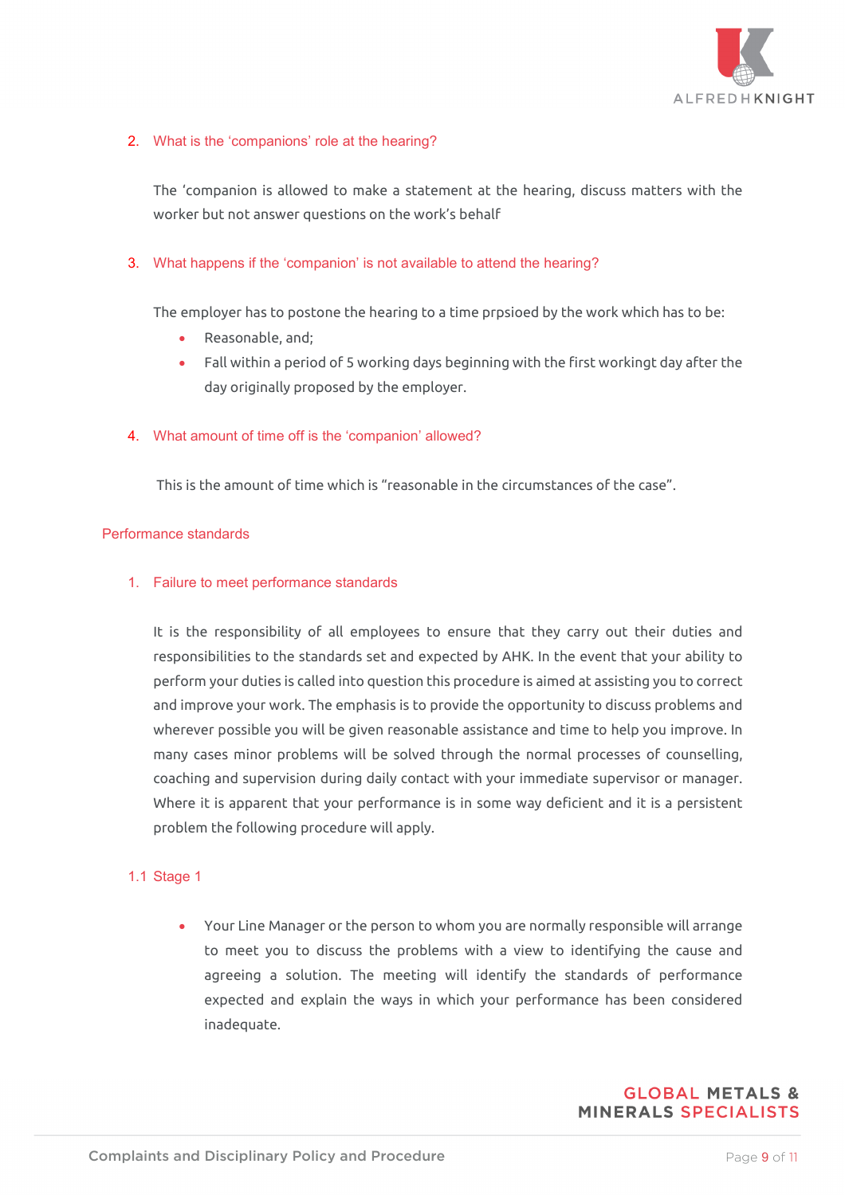2. What is the 'companions' role at the hearing?

   The 'companion is allowed to make a statement at the hearing, discuss matters with the worker but not answer questions on the work's behalf

3. What happens if the 'companion' is not available to attend the hearing?

   The employer has to postone the hearing to a time prpsioed by the work which has to be:

   - Reasonable, and;
   - Fall within a period of 5 working days beginning with the first workingt day after the day originally proposed by the employer.

4. What amount of time off is the 'companion' allowed?

   This is the amount of time which is "reasonable in the circumstances of the case".

## Performance standards

### 1. Failure to meet performance standards

It is the responsibility of all employees to ensure that they carry out their duties and responsibilities to the standards set and expected by AHK. In the event that your ability to perform your duties is called into question this procedure is aimed at assisting you to correct and improve your work. The emphasis is to provide the opportunity to discuss problems and wherever possible you will be given reasonable assistance and time to help you improve. In many cases minor problems will be solved through the normal processes of counselling, coaching and supervision during daily contact with your immediate supervisor or manager. Where it is apparent that your performance is in some way deficient and it is a persistent problem the following procedure will apply.

### 1.1 Stage 1

- Your Line Manager or the person to whom you are normally responsible will arrange to meet you to discuss the problems with a view to identifying the cause and agreeing a solution. The meeting will identify the standards of performance expected and explain the ways in which your performance has been considered inadequate.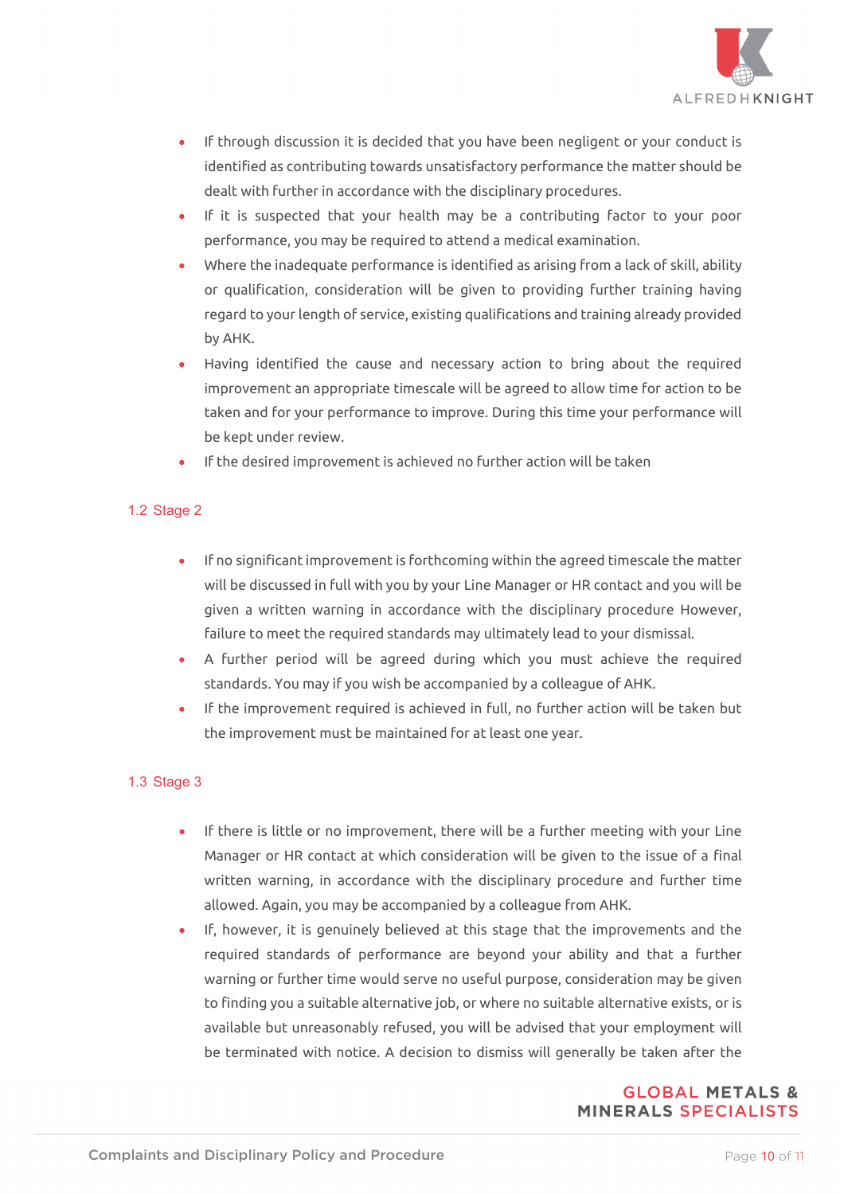- If through discussion it is decided that you have been negligent or your conduct is identified as contributing towards unsatisfactory performance the matter should be dealt with further in accordance with the disciplinary procedures.
- If it is suspected that your health may be a contributing factor to your poor performance, you may be required to attend a medical examination.
- Where the inadequate performance is identified as arising from a lack of skill, ability or qualification, consideration will be given to providing further training having regard to your length of service, existing qualifications and training already provided by AHK.
- Having identified the cause and necessary action to bring about the required improvement an appropriate timescale will be agreed to allow time for action to be taken and for your performance to improve. During this time your performance will be kept under review.
- If the desired improvement is achieved no further action will be taken

## 1.2 Stage 2

- If no significant improvement is forthcoming within the agreed timescale the matter will be discussed in full with you by your Line Manager or HR contact and you will be given a written warning in accordance with the disciplinary procedure However, failure to meet the required standards may ultimately lead to your dismissal.
- A further period will be agreed during which you must achieve the required standards. You may if you wish be accompanied by a colleague of AHK.
- If the improvement required is achieved in full, no further action will be taken but the improvement must be maintained for at least one year.

## 1.3 Stage 3

- If there is little or no improvement, there will be a further meeting with your Line Manager or HR contact at which consideration will be given to the issue of a final written warning, in accordance with the disciplinary procedure and further time allowed. Again, you may be accompanied by a colleague from AHK.
- If, however, it is genuinely believed at this stage that the improvements and the required standards of performance are beyond your ability and that a further warning or further time would serve no useful purpose, consideration may be given to finding you a suitable alternative job, or where no suitable alternative exists, or is available but unreasonably refused, you will be advised that your employment will be terminated with notice. A decision to dismiss will generally be taken after the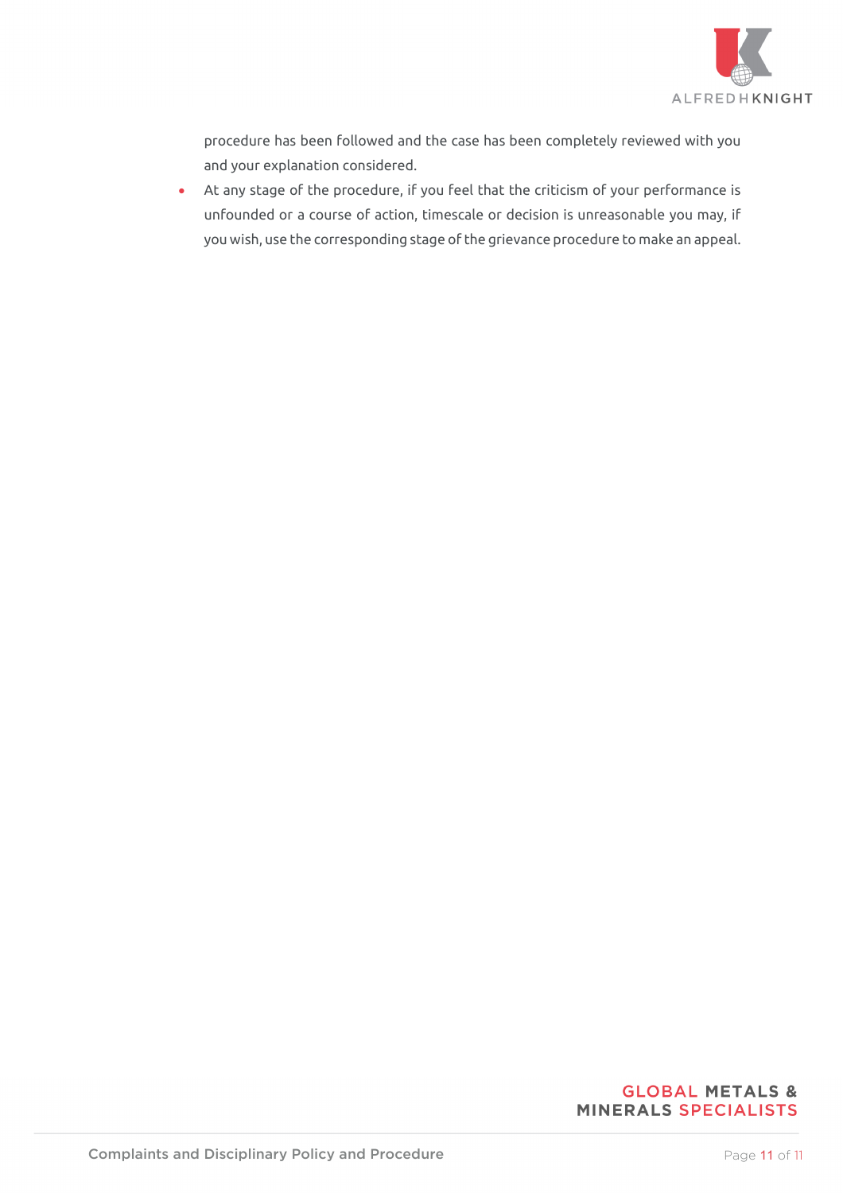procedure has been followed and the case has been completely reviewed with you and your explanation considered.

- At any stage of the procedure, if you feel that the criticism of your performance is unfounded or a course of action, timescale or decision is unreasonable you may, if you wish, use the corresponding stage of the grievance procedure to make an appeal.